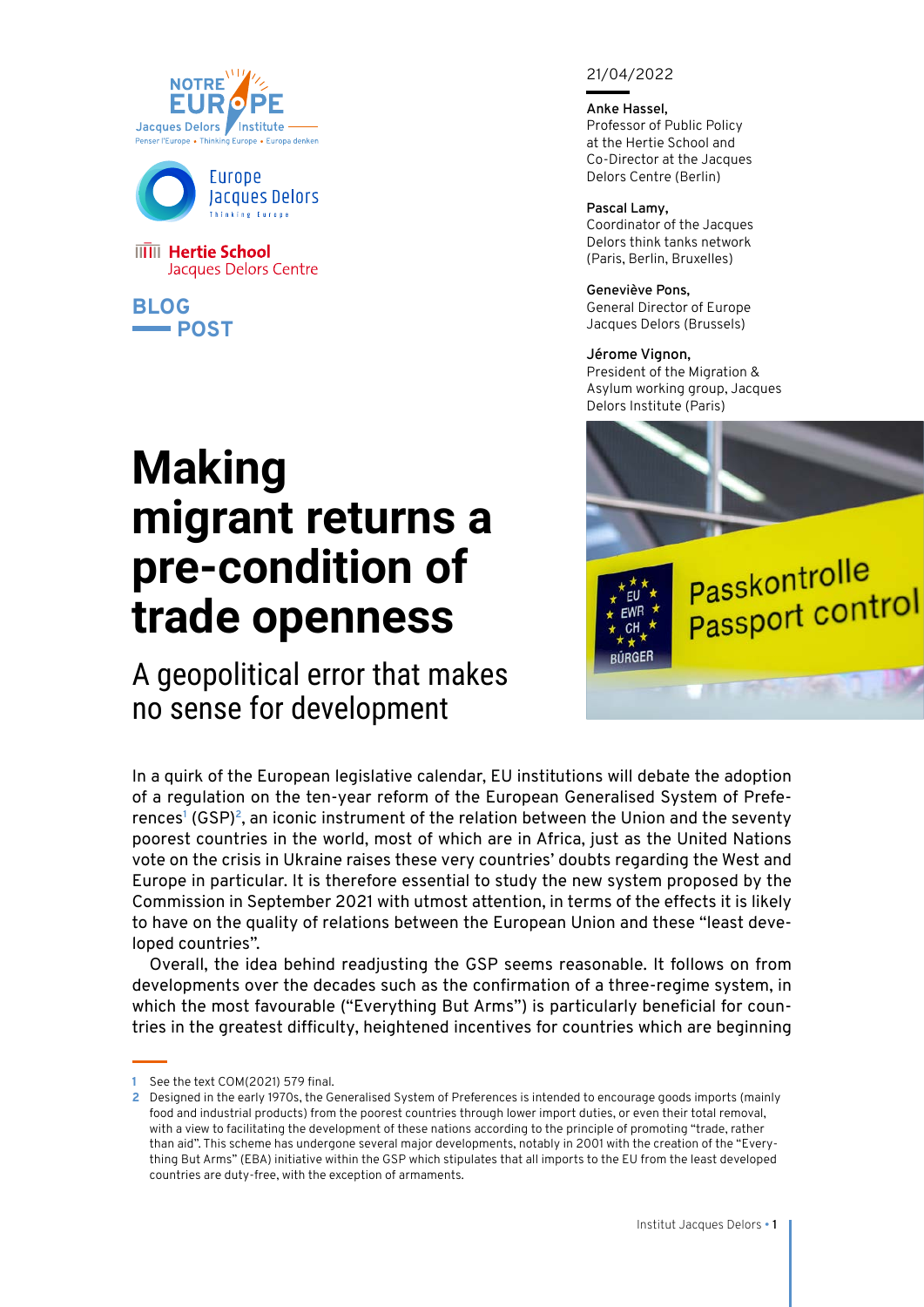BLOG POST

21/04/2022

**Anke Hassel,**
Professor of Public Policy at the Hertie School and Co-Director at the Jacques Delors Centre (Berlin)

**Pascal Lamy,**
Coordinator of the Jacques Delors think tanks network (Paris, Berlin, Bruxelles)

**Geneviève Pons,**
General Director of Europe Jacques Delors (Brussels)

**Jérome Vignon,**
President of the Migration & Asylum working group, Jacques Delors Institute (Paris)

# Making migrant returns a pre-condition of trade openness

## A geopolitical error that makes no sense for development

In a quirk of the European legislative calendar, EU institutions will debate the adoption of a regulation on the ten-year reform of the European Generalised System of Preferences[1] (GSP)[2], an iconic instrument of the relation between the Union and the seventy poorest countries in the world, most of which are in Africa, just as the United Nations vote on the crisis in Ukraine raises these very countries' doubts regarding the West and Europe in particular. It is therefore essential to study the new system proposed by the Commission in September 2021 with utmost attention, in terms of the effects it is likely to have on the quality of relations between the European Union and these "least developed countries".

Overall, the idea behind readjusting the GSP seems reasonable. It follows on from developments over the decades such as the confirmation of a three-regime system, in which the most favourable ("Everything But Arms") is particularly beneficial for countries in the greatest difficulty, heightened incentives for countries which are beginning

---

1 See the text COM(2021) 579 final.

2 Designed in the early 1970s, the Generalised System of Preferences is intended to encourage goods imports (mainly food and industrial products) from the poorest countries through lower import duties, or even their total removal, with a view to facilitating the development of these nations according to the principle of promoting "trade, rather than aid". This scheme has undergone several major developments, notably in 2001 with the creation of the "Everything But Arms" (EBA) initiative within the GSP which stipulates that all imports to the EU from the least developed countries are duty-free, with the exception of armaments.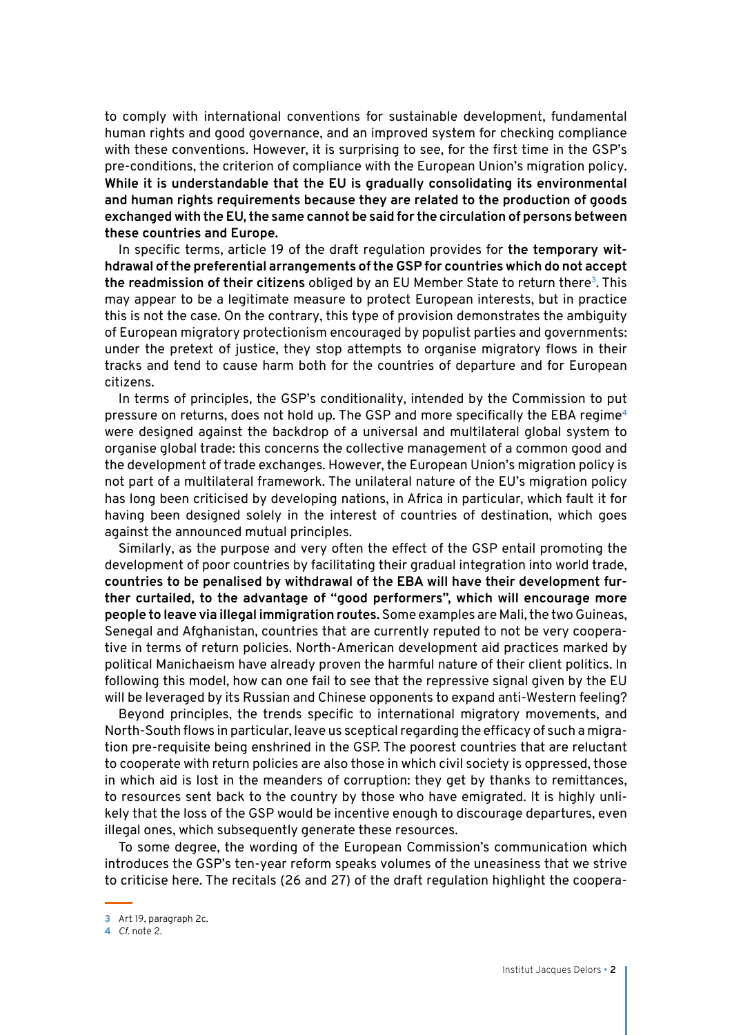to comply with international conventions for sustainable development, fundamental human rights and good governance, and an improved system for checking compliance with these conventions. However, it is surprising to see, for the first time in the GSP's pre-conditions, the criterion of compliance with the European Union's migration policy. **While it is understandable that the EU is gradually consolidating its environmental and human rights requirements because they are related to the production of goods exchanged with the EU, the same cannot be said for the circulation of persons between these countries and Europe.**

In specific terms, article 19 of the draft regulation provides for **the temporary withdrawal of the preferential arrangements of the GSP for countries which do not accept the readmission of their citizens** obliged by an EU Member State to return there[3]. This may appear to be a legitimate measure to protect European interests, but in practice this is not the case. On the contrary, this type of provision demonstrates the ambiguity of European migratory protectionism encouraged by populist parties and governments: under the pretext of justice, they stop attempts to organise migratory flows in their tracks and tend to cause harm both for the countries of departure and for European citizens.

In terms of principles, the GSP's conditionality, intended by the Commission to put pressure on returns, does not hold up. The GSP and more specifically the EBA regime[4] were designed against the backdrop of a universal and multilateral global system to organise global trade: this concerns the collective management of a common good and the development of trade exchanges. However, the European Union's migration policy is not part of a multilateral framework. The unilateral nature of the EU's migration policy has long been criticised by developing nations, in Africa in particular, which fault it for having been designed solely in the interest of countries of destination, which goes against the announced mutual principles.

Similarly, as the purpose and very often the effect of the GSP entail promoting the development of poor countries by facilitating their gradual integration into world trade, **countries to be penalised by withdrawal of the EBA will have their development further curtailed, to the advantage of "good performers", which will encourage more people to leave via illegal immigration routes.** Some examples are Mali, the two Guineas, Senegal and Afghanistan, countries that are currently reputed to not be very cooperative in terms of return policies. North-American development aid practices marked by political Manichaeism have already proven the harmful nature of their client politics. In following this model, how can one fail to see that the repressive signal given by the EU will be leveraged by its Russian and Chinese opponents to expand anti-Western feeling?

Beyond principles, the trends specific to international migratory movements, and North-South flows in particular, leave us sceptical regarding the efficacy of such a migration pre-requisite being enshrined in the GSP. The poorest countries that are reluctant to cooperate with return policies are also those in which civil society is oppressed, those in which aid is lost in the meanders of corruption: they get by thanks to remittances, to resources sent back to the country by those who have emigrated. It is highly unlikely that the loss of the GSP would be incentive enough to discourage departures, even illegal ones, which subsequently generate these resources.

To some degree, the wording of the European Commission's communication which introduces the GSP's ten-year reform speaks volumes of the uneasiness that we strive to criticise here. The recitals (26 and 27) of the draft regulation highlight the coopera-

---

[3] Art 19, paragraph 2c.

[4] *Cf.* note 2.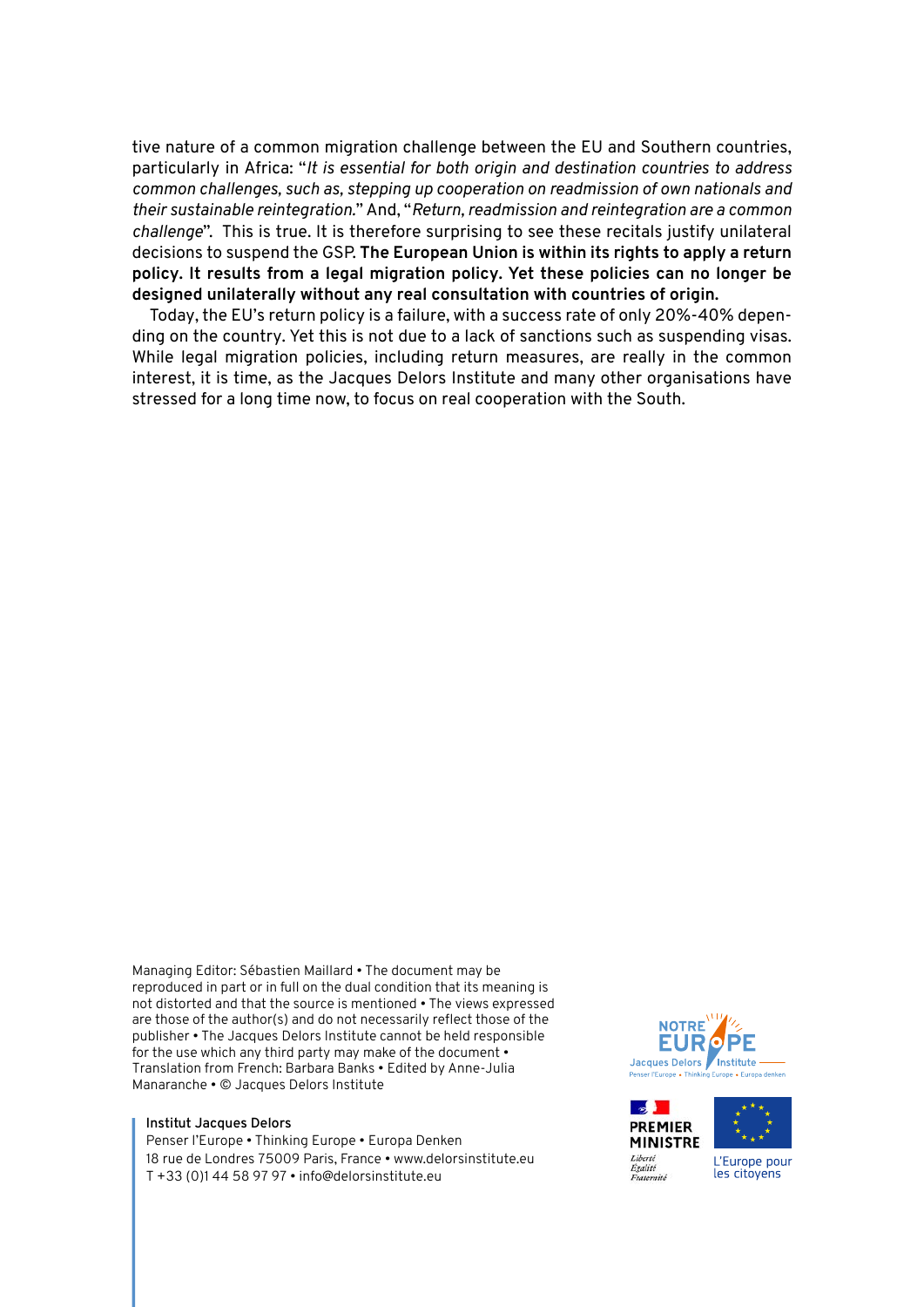tive nature of a common migration challenge between the EU and Southern countries, particularly in Africa: "*It is essential for both origin and destination countries to address common challenges, such as, stepping up cooperation on readmission of own nationals and their sustainable reintegration.*" And, "*Return, readmission and reintegration are a common challenge*". This is true. It is therefore surprising to see these recitals justify unilateral decisions to suspend the GSP. **The European Union is within its rights to apply a return policy. It results from a legal migration policy. Yet these policies can no longer be designed unilaterally without any real consultation with countries of origin.**

Today, the EU's return policy is a failure, with a success rate of only 20%-40% depending on the country. Yet this is not due to a lack of sanctions such as suspending visas. While legal migration policies, including return measures, are really in the common interest, it is time, as the Jacques Delors Institute and many other organisations have stressed for a long time now, to focus on real cooperation with the South.

Managing Editor: Sébastien Maillard • The document may be reproduced in part or in full on the dual condition that its meaning is not distorted and that the source is mentioned • The views expressed are those of the author(s) and do not necessarily reflect those of the publisher • The Jacques Delors Institute cannot be held responsible for the use which any third party may make of the document • Translation from French: Barbara Banks • Edited by Anne-Julia Manaranche • © Jacques Delors Institute

**Institut Jacques Delors**
Penser l'Europe • Thinking Europe • Europa Denken
18 rue de Londres 75009 Paris, France • www.delorsinstitute.eu
T +33 (0)1 44 58 97 97 • info@delorsinstitute.eu

NOTRE EUROPE
Jacques Delors Institute
Penser l'Europe • Thinking Europe • Europa denken

PREMIER MINISTRE
Liberté
Égalité
Fraternité

L'Europe pour les citoyens